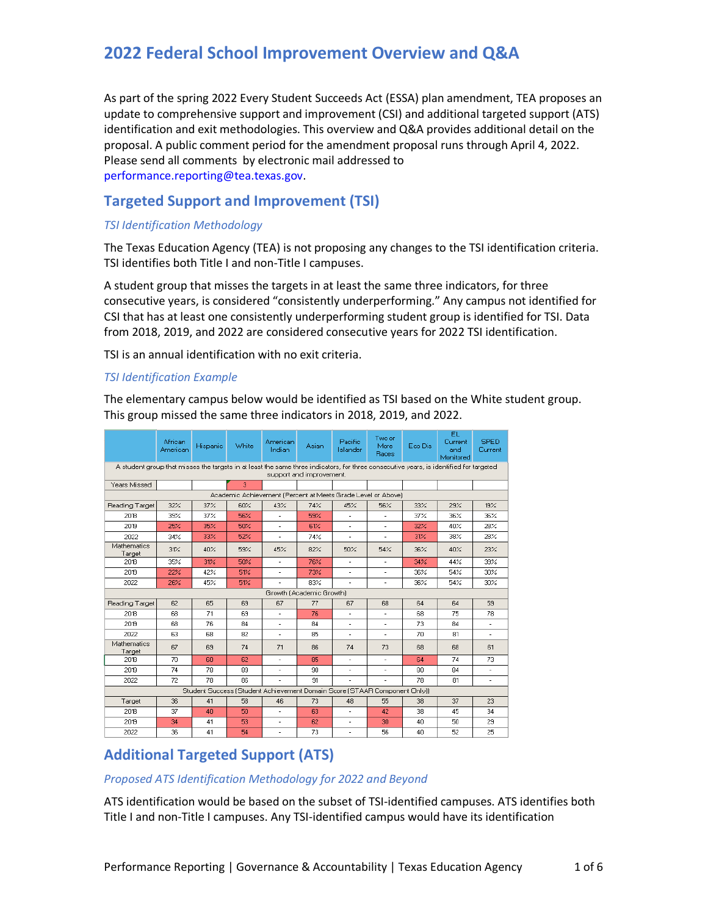# 2022 Federal School Improvement Overview and Q&A

As part of the spring 2022 Every Student Succeeds Act (ESSA) plan amendment, TEA proposes an update to comprehensive support and improvement (CSI) and additional targeted support (ATS) identification and exit methodologies. This overview and Q&A provides additional detail on the proposal. A public comment period for the amendment proposal runs through April 4, 2022. Please send all comments by electronic mail addressed to performance.reporting@tea.texas.gov.

## Targeted Support and Improvement (TSI)

### *TSI Identification Methodology*

The Texas Education Agency (TEA) is not proposing any changes to the TSI identification criteria. TSI identifies both Title I and non-Title I campuses.

A student group that misses the targets in at least the same three indicators, for three consecutive years, is considered "consistently underperforming." Any campus not identified for CSI that has at least one consistently underperforming student group is identified for TSI. Data from 2018, 2019, and 2022 are considered consecutive years for 2022 TSI identification.

TSI is an annual identification with no exit criteria.

### *TSI Identification Example*

The elementary campus below would be identified as TSI based on the White student group. This group missed the same three indicators in 2018, 2019, and 2022.

| | African American | Hispanic | White | American Indian | Asian | Pacific Islander | Two or More Races | Eco Dis | EL Current and Monitored | SPED Current |
|---|---|---|---|---|---|---|---|---|---|---|
| A student group that misses the targets in at least the same three indicators, for three consecutive years, is identified for targeted support and improvement. | | | | | | | | | | |
| Years Missed | | | 3 | | | | | | | |
| Academic Achievement (Percent at Meets Grade Level or Above) | | | | | | | | | | |
| Reading Target | 32% | 37% | 60% | 43% | 74% | 45% | 56% | 33% | 29% | 19% |
| 2018 | 39% | 37% | 56% | - | 59% | - | - | 37% | 36% | 36% |
| 2019 | 25% | 35% | 50% | - | 61% | - | - | 32% | 40% | 28% |
| 2022 | 34% | 33% | 52% | - | 74% | - | - | 31% | 38% | 28% |
| Mathematics Target | 31% | 40% | 59% | 45% | 82% | 50% | 54% | 36% | 40% | 23% |
| 2018 | 35% | 31% | 50% | - | 76% | - | - | 34% | 44% | 33% |
| 2019 | 22% | 42% | 51% | - | 73% | - | - | 36% | 54% | 30% |
| 2022 | 26% | 45% | 51% | - | 83% | - | - | 36% | 54% | 30% |
| Growth (Academic Growth) | | | | | | | | | | |
| Reading Target | 62 | 65 | 69 | 67 | 77 | 67 | 68 | 64 | 64 | 59 |
| 2018 | 68 | 71 | 69 | - | 76 | - | - | 68 | 75 | 78 |
| 2019 | 68 | 76 | 84 | - | 84 | - | - | 73 | 84 | - |
| 2022 | 63 | 68 | 82 | - | 85 | - | - | 70 | 81 | - |
| Mathematics Target | 67 | 69 | 74 | 71 | 86 | 74 | 73 | 68 | 68 | 61 |
| 2018 | 70 | 60 | 62 | - | 85 | - | - | 64 | 74 | 73 |
| 2019 | 74 | 78 | 89 | - | 90 | - | - | 80 | 84 | - |
| 2022 | 72 | 78 | 86 | - | 91 | - | - | 78 | 81 | - |
| Student Success (Student Achievement Domain Score (STAAR Component Only)) | | | | | | | | | | |
| Target | 36 | 41 | 58 | 46 | 73 | 48 | 55 | 38 | 37 | 23 |
| 2018 | 37 | 40 | 50 | - | 63 | - | 42 | 38 | 45 | 34 |
| 2019 | 34 | 41 | 53 | - | 62 | - | 30 | 40 | 50 | 29 |
| 2022 | 36 | 41 | 54 | - | 73 | - | 56 | 40 | 52 | 25 |

## Additional Targeted Support (ATS)

### *Proposed ATS Identification Methodology for 2022 and Beyond*

ATS identification would be based on the subset of TSI-identified campuses. ATS identifies both Title I and non-Title I campuses. Any TSI-identified campus would have its identification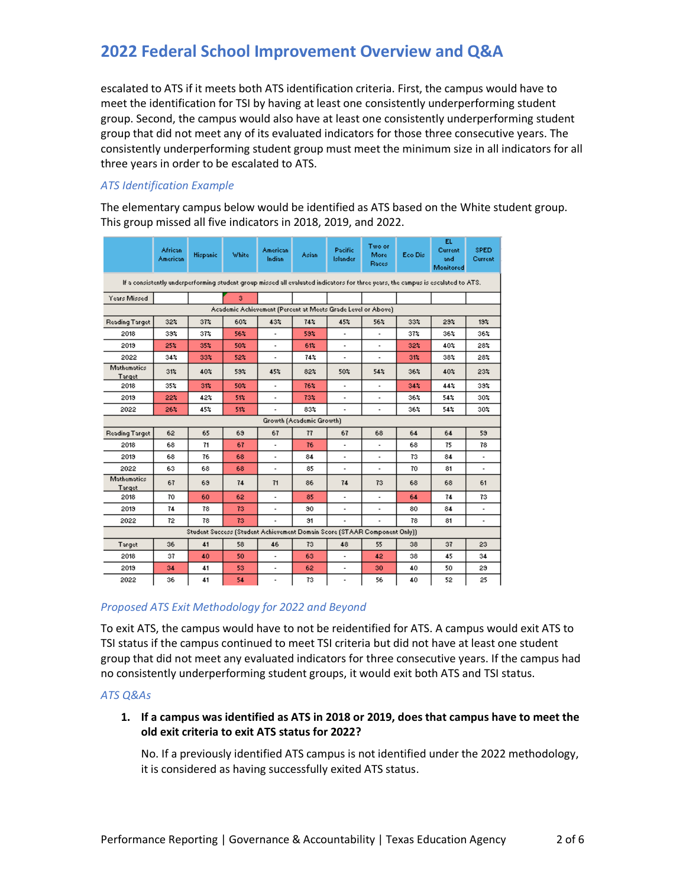escalated to ATS if it meets both ATS identification criteria. First, the campus would have to meet the identification for TSI by having at least one consistently underperforming student group. Second, the campus would also have at least one consistently underperforming student group that did not meet any of its evaluated indicators for those three consecutive years. The consistently underperforming student group must meet the minimum size in all indicators for all three years in order to be escalated to ATS.

### *ATS Identification Example*

The elementary campus below would be identified as ATS based on the White student group. This group missed all five indicators in 2018, 2019, and 2022.

| | African American | Hispanic | White | American Indian | Asian | Pacific Islander | Two or More Races | Eco Dis | EL Current and Monitored | SPED Current |
|---|---|---|---|---|---|---|---|---|---|---|
| If a consistently underperforming student group missed all evaluated indicators for three years, the campus is escalated to ATS. | | | | | | | | | | |
| Years Missed | | | 3 | | | | | | | |
| Academic Achievement (Percent at Meets Grade Level or Above) | | | | | | | | | | |
| Reading Target | 32% | 37% | 60% | 43% | 74% | 45% | 56% | 33% | 29% | 19% |
| 2018 | 39% | 37% | 56% | - | 59% | - | - | 37% | 36% | 36% |
| 2019 | 25% | 35% | 50% | - | 61% | - | - | 32% | 40% | 28% |
| 2022 | 34% | 33% | 52% | - | 74% | - | - | 31% | 38% | 28% |
| Mathematics Target | 31% | 40% | 59% | 45% | 82% | 50% | 54% | 36% | 40% | 23% |
| 2018 | 35% | 31% | 50% | - | 76% | - | - | 34% | 44% | 39% |
| 2019 | 22% | 42% | 51% | - | 73% | - | - | 36% | 54% | 30% |
| 2022 | 26% | 45% | 51% | - | 83% | - | - | 36% | 54% | 30% |
| Growth (Academic Growth) | | | | | | | | | | |
| Reading Target | 62 | 65 | 69 | 67 | 77 | 67 | 68 | 64 | 64 | 59 |
| 2018 | 68 | 71 | 67 | - | 76 | - | - | 68 | 75 | 78 |
| 2019 | 68 | 76 | 68 | - | 84 | - | - | 73 | 84 | - |
| 2022 | 63 | 68 | 68 | - | 85 | - | - | 70 | 81 | - |
| Mathematics Target | 67 | 69 | 74 | 71 | 86 | 74 | 73 | 68 | 68 | 61 |
| 2018 | 70 | 60 | 62 | - | 85 | - | - | 64 | 74 | 73 |
| 2019 | 74 | 78 | 73 | - | 90 | - | - | 80 | 84 | - |
| 2022 | 72 | 78 | 73 | - | 91 | - | - | 78 | 81 | - |
| Student Success (Student Achievement Domain Score (STAAR Component Only)) | | | | | | | | | | |
| Target | 36 | 41 | 58 | 46 | 73 | 48 | 55 | 38 | 37 | 23 |
| 2018 | 37 | 40 | 50 | - | 63 | - | 42 | 38 | 45 | 34 |
| 2019 | 34 | 41 | 53 | - | 62 | - | 30 | 40 | 50 | 29 |
| 2022 | 36 | 41 | 54 | - | 73 | - | 56 | 40 | 52 | 25 |

### *Proposed ATS Exit Methodology for 2022 and Beyond*

To exit ATS, the campus would have to not be reidentified for ATS. A campus would exit ATS to TSI status if the campus continued to meet TSI criteria but did not have at least one student group that did not meet any evaluated indicators for three consecutive years. If the campus had no consistently underperforming student groups, it would exit both ATS and TSI status.

### *ATS Q&As*

1. **If a campus was identified as ATS in 2018 or 2019, does that campus have to meet the old exit criteria to exit ATS status for 2022?**

   No. If a previously identified ATS campus is not identified under the 2022 methodology, it is considered as having successfully exited ATS status.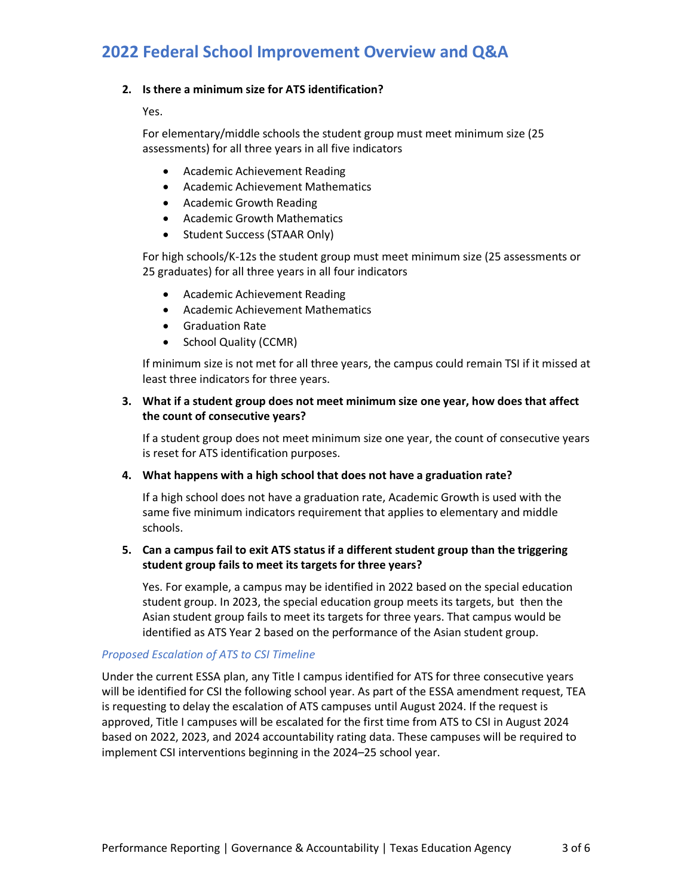2. **Is there a minimum size for ATS identification?**

   Yes.

   For elementary/middle schools the student group must meet minimum size (25 assessments) for all three years in all five indicators

   - Academic Achievement Reading
   - Academic Achievement Mathematics
   - Academic Growth Reading
   - Academic Growth Mathematics
   - Student Success (STAAR Only)

   For high schools/K-12s the student group must meet minimum size (25 assessments or 25 graduates) for all three years in all four indicators

   - Academic Achievement Reading
   - Academic Achievement Mathematics
   - Graduation Rate
   - School Quality (CCMR)

   If minimum size is not met for all three years, the campus could remain TSI if it missed at least three indicators for three years.

3. **What if a student group does not meet minimum size one year, how does that affect the count of consecutive years?**

   If a student group does not meet minimum size one year, the count of consecutive years is reset for ATS identification purposes.

4. **What happens with a high school that does not have a graduation rate?**

   If a high school does not have a graduation rate, Academic Growth is used with the same five minimum indicators requirement that applies to elementary and middle schools.

5. **Can a campus fail to exit ATS status if a different student group than the triggering student group fails to meet its targets for three years?**

   Yes. For example, a campus may be identified in 2022 based on the special education student group. In 2023, the special education group meets its targets, but then the Asian student group fails to meet its targets for three years. That campus would be identified as ATS Year 2 based on the performance of the Asian student group.

### *Proposed Escalation of ATS to CSI Timeline*

Under the current ESSA plan, any Title I campus identified for ATS for three consecutive years will be identified for CSI the following school year. As part of the ESSA amendment request, TEA is requesting to delay the escalation of ATS campuses until August 2024. If the request is approved, Title I campuses will be escalated for the first time from ATS to CSI in August 2024 based on 2022, 2023, and 2024 accountability rating data. These campuses will be required to implement CSI interventions beginning in the 2024–25 school year.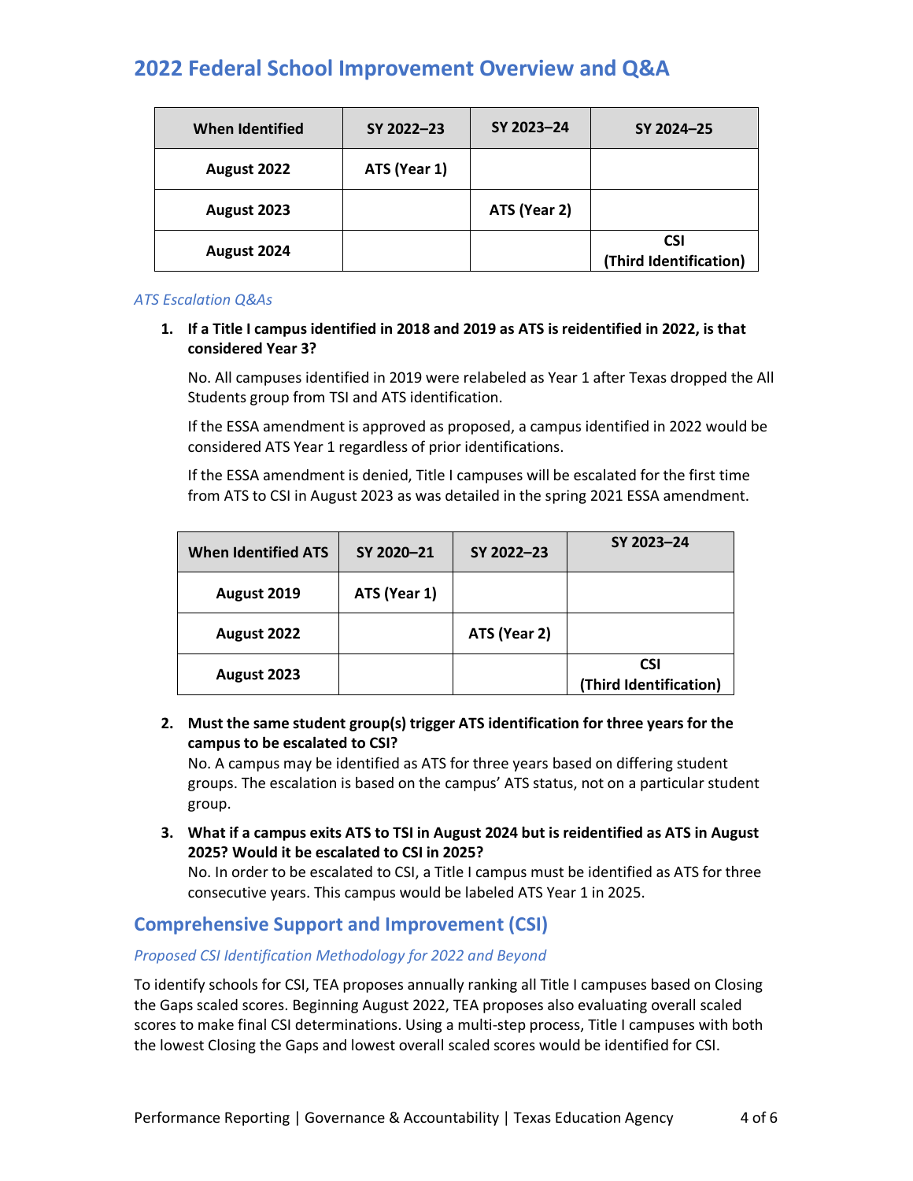| When Identified | SY 2022–23 | SY 2023–24 | SY 2024–25 |
|---|---|---|---|
| August 2022 | ATS (Year 1) | | |
| August 2023 | | ATS (Year 2) | |
| August 2024 | | | CSI (Third Identification) |

*ATS Escalation Q&As*

1. **If a Title I campus identified in 2018 and 2019 as ATS is reidentified in 2022, is that considered Year 3?**

   No. All campuses identified in 2019 were relabeled as Year 1 after Texas dropped the All Students group from TSI and ATS identification.

   If the ESSA amendment is approved as proposed, a campus identified in 2022 would be considered ATS Year 1 regardless of prior identifications.

   If the ESSA amendment is denied, Title I campuses will be escalated for the first time from ATS to CSI in August 2023 as was detailed in the spring 2021 ESSA amendment.

| When Identified ATS | SY 2020–21 | SY 2022–23 | SY 2023–24 |
|---|---|---|---|
| August 2019 | ATS (Year 1) | | |
| August 2022 | | ATS (Year 2) | |
| August 2023 | | | CSI (Third Identification) |

2. **Must the same student group(s) trigger ATS identification for three years for the campus to be escalated to CSI?**
   No. A campus may be identified as ATS for three years based on differing student groups. The escalation is based on the campus' ATS status, not on a particular student group.

3. **What if a campus exits ATS to TSI in August 2024 but is reidentified as ATS in August 2025? Would it be escalated to CSI in 2025?**
   No. In order to be escalated to CSI, a Title I campus must be identified as ATS for three consecutive years. This campus would be labeled ATS Year 1 in 2025.

## Comprehensive Support and Improvement (CSI)

*Proposed CSI Identification Methodology for 2022 and Beyond*

To identify schools for CSI, TEA proposes annually ranking all Title I campuses based on Closing the Gaps scaled scores. Beginning August 2022, TEA proposes also evaluating overall scaled scores to make final CSI determinations. Using a multi-step process, Title I campuses with both the lowest Closing the Gaps and lowest overall scaled scores would be identified for CSI.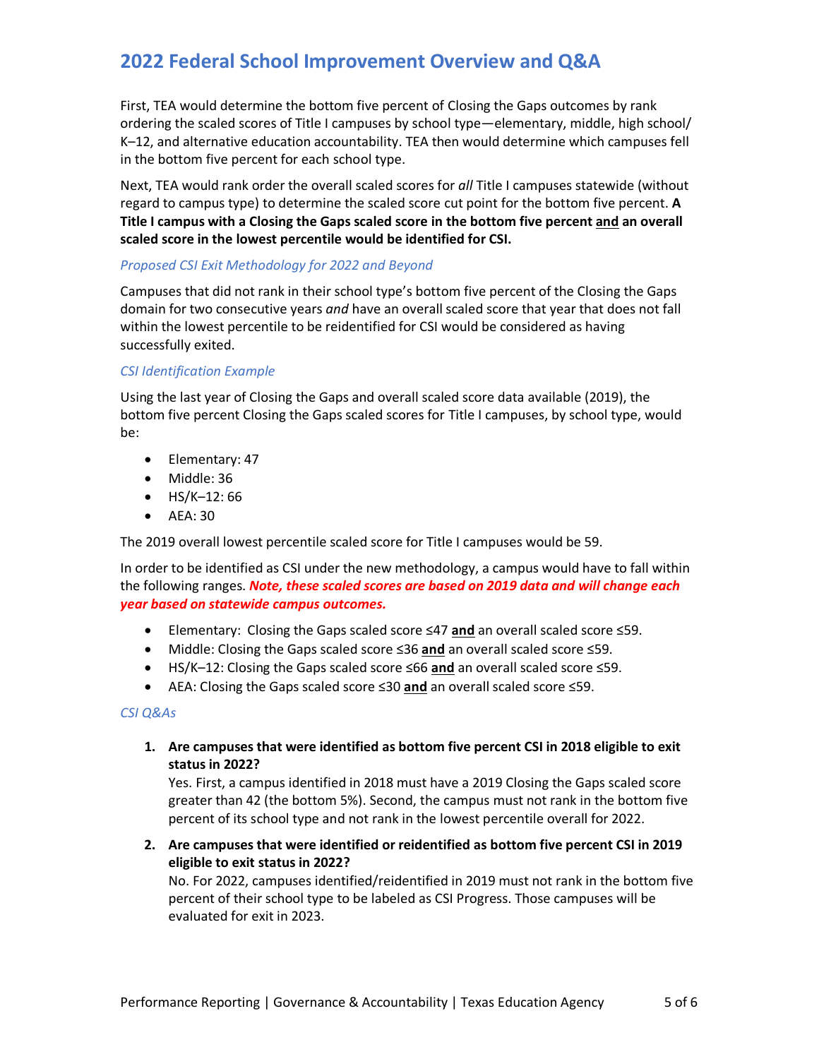First, TEA would determine the bottom five percent of Closing the Gaps outcomes by rank ordering the scaled scores of Title I campuses by school type—elementary, middle, high school/K–12, and alternative education accountability. TEA then would determine which campuses fell in the bottom five percent for each school type.

Next, TEA would rank order the overall scaled scores for *all* Title I campuses statewide (without regard to campus type) to determine the scaled score cut point for the bottom five percent. **A Title I campus with a Closing the Gaps scaled score in the bottom five percent <u>and</u> an overall scaled score in the lowest percentile would be identified for CSI.**

#### *Proposed CSI Exit Methodology for 2022 and Beyond*

Campuses that did not rank in their school type's bottom five percent of the Closing the Gaps domain for two consecutive years *and* have an overall scaled score that year that does not fall within the lowest percentile to be reidentified for CSI would be considered as having successfully exited.

#### *CSI Identification Example*

Using the last year of Closing the Gaps and overall scaled score data available (2019), the bottom five percent Closing the Gaps scaled scores for Title I campuses, by school type, would be:

- Elementary: 47
- Middle: 36
- HS/K–12: 66
- AEA: 30

The 2019 overall lowest percentile scaled score for Title I campuses would be 59.

In order to be identified as CSI under the new methodology, a campus would have to fall within the following ranges. ***Note, these scaled scores are based on 2019 data and will change each year based on statewide campus outcomes.***

- Elementary: Closing the Gaps scaled score ≤47 **<u>and</u>** an overall scaled score ≤59.
- Middle: Closing the Gaps scaled score ≤36 **<u>and</u>** an overall scaled score ≤59.
- HS/K–12: Closing the Gaps scaled score ≤66 **<u>and</u>** an overall scaled score ≤59.
- AEA: Closing the Gaps scaled score ≤30 **<u>and</u>** an overall scaled score ≤59.

#### *CSI Q&As*

1. **Are campuses that were identified as bottom five percent CSI in 2018 eligible to exit status in 2022?**
   Yes. First, a campus identified in 2018 must have a 2019 Closing the Gaps scaled score greater than 42 (the bottom 5%). Second, the campus must not rank in the bottom five percent of its school type and not rank in the lowest percentile overall for 2022.

2. **Are campuses that were identified or reidentified as bottom five percent CSI in 2019 eligible to exit status in 2022?**
   No. For 2022, campuses identified/reidentified in 2019 must not rank in the bottom five percent of their school type to be labeled as CSI Progress. Those campuses will be evaluated for exit in 2023.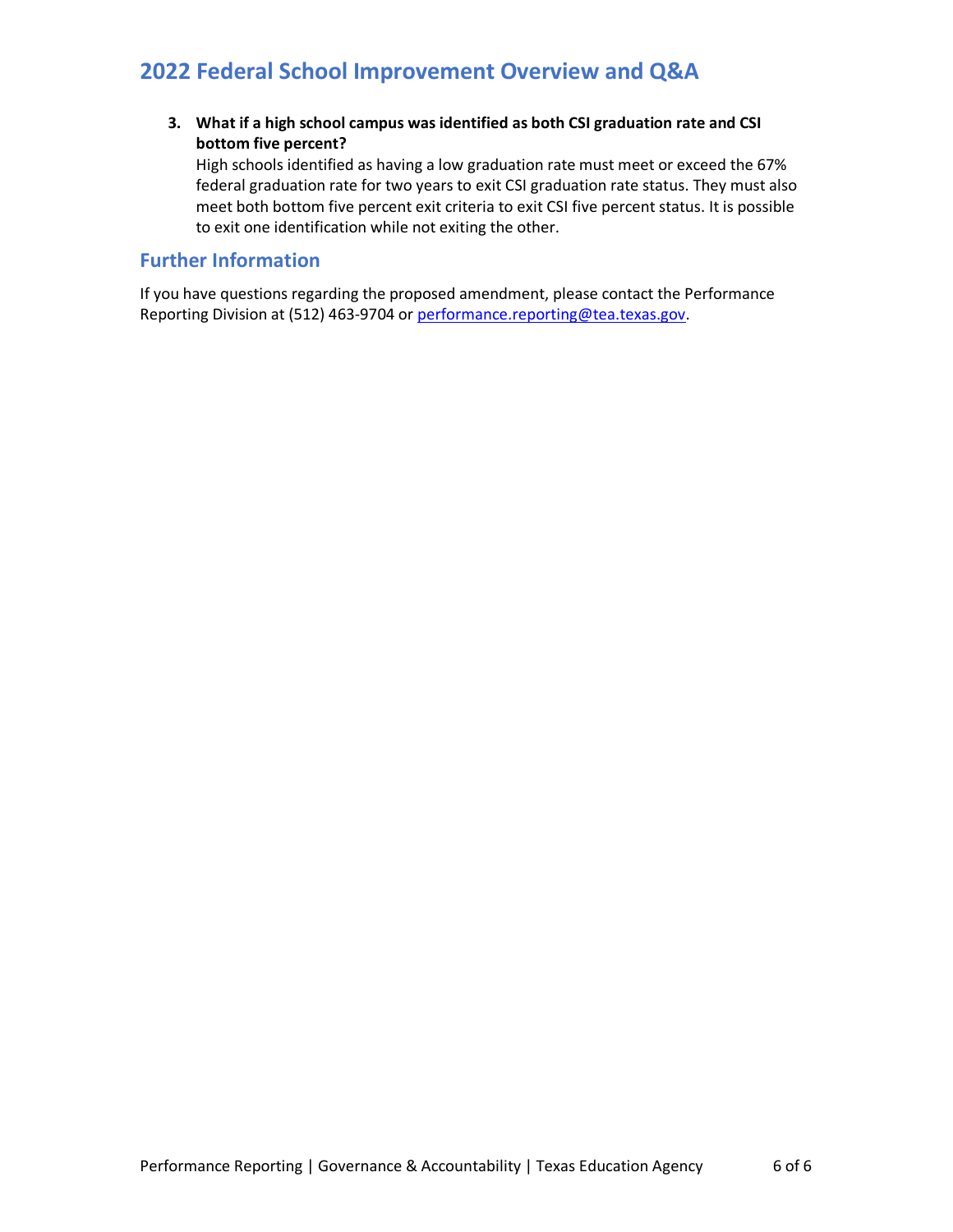3. **What if a high school campus was identified as both CSI graduation rate and CSI bottom five percent?**
   High schools identified as having a low graduation rate must meet or exceed the 67% federal graduation rate for two years to exit CSI graduation rate status. They must also meet both bottom five percent exit criteria to exit CSI five percent status. It is possible to exit one identification while not exiting the other.

## Further Information

If you have questions regarding the proposed amendment, please contact the Performance Reporting Division at (512) 463-9704 or [performance.reporting@tea.texas.gov](mailto:performance.reporting@tea.texas.gov).